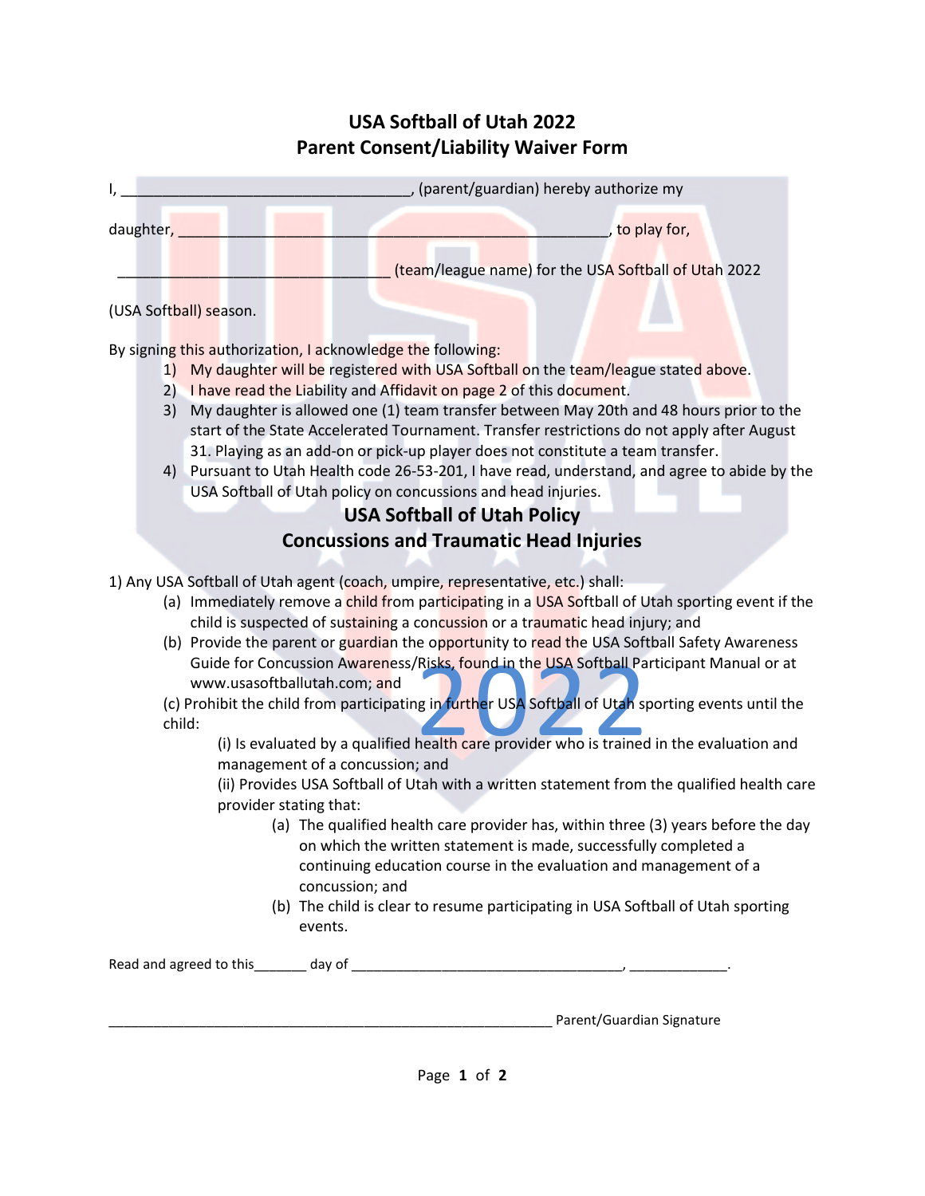# USA Softball of Utah 2022
# Parent Consent/Liability Waiver Form

I, ___________________________________, (parent/guardian) hereby authorize my

daughter, _______________________________________________________, to play for,

___________________________________ (team/league name) for the USA Softball of Utah 2022

(USA Softball) season.

By signing this authorization, I acknowledge the following:

1) My daughter will be registered with USA Softball on the team/league stated above.
2) I have read the Liability and Affidavit on page 2 of this document.
3) My daughter is allowed one (1) team transfer between May 20th and 48 hours prior to the start of the State Accelerated Tournament. Transfer restrictions do not apply after August 31. Playing as an add-on or pick-up player does not constitute a team transfer.
4) Pursuant to Utah Health code 26-53-201, I have read, understand, and agree to abide by the USA Softball of Utah policy on concussions and head injuries.

## USA Softball of Utah Policy
## Concussions and Traumatic Head Injuries

1) Any USA Softball of Utah agent (coach, umpire, representative, etc.) shall:

   (a) Immediately remove a child from participating in a USA Softball of Utah sporting event if the child is suspected of sustaining a concussion or a traumatic head injury; and

   (b) Provide the parent or guardian the opportunity to read the USA Softball Safety Awareness Guide for Concussion Awareness/Risks, found in the USA Softball Participant Manual or at www.usasoftballutah.com; and

   (c) Prohibit the child from participating in further USA Softball of Utah sporting events until the child:

      (i) Is evaluated by a qualified health care provider who is trained in the evaluation and management of a concussion; and

      (ii) Provides USA Softball of Utah with a written statement from the qualified health care provider stating that:

         (a) The qualified health care provider has, within three (3) years before the day on which the written statement is made, successfully completed a continuing education course in the evaluation and management of a concussion; and

         (b) The child is clear to resume participating in USA Softball of Utah sporting events.

Read and agreed to this_______ day of ___________________________________, _____________.

___________________________________________________________ Parent/Guardian Signature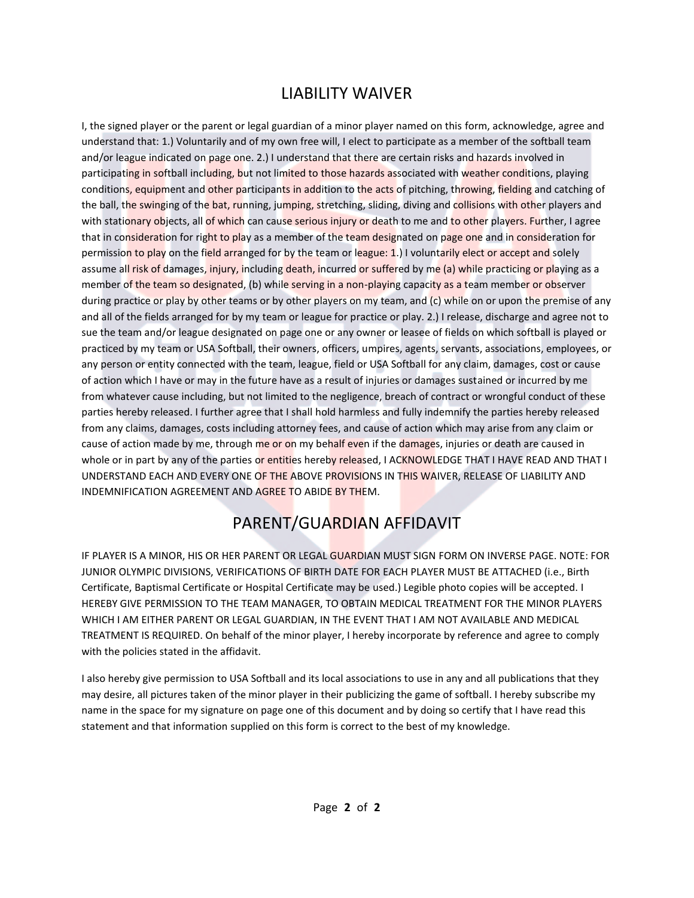# LIABILITY WAIVER

I, the signed player or the parent or legal guardian of a minor player named on this form, acknowledge, agree and understand that: 1.) Voluntarily and of my own free will, I elect to participate as a member of the softball team and/or league indicated on page one. 2.) I understand that there are certain risks and hazards involved in participating in softball including, but not limited to those hazards associated with weather conditions, playing conditions, equipment and other participants in addition to the acts of pitching, throwing, fielding and catching of the ball, the swinging of the bat, running, jumping, stretching, sliding, diving and collisions with other players and with stationary objects, all of which can cause serious injury or death to me and to other players. Further, I agree that in consideration for right to play as a member of the team designated on page one and in consideration for permission to play on the field arranged for by the team or league: 1.) I voluntarily elect or accept and solely assume all risk of damages, injury, including death, incurred or suffered by me (a) while practicing or playing as a member of the team so designated, (b) while serving in a non-playing capacity as a team member or observer during practice or play by other teams or by other players on my team, and (c) while on or upon the premise of any and all of the fields arranged for by my team or league for practice or play. 2.) I release, discharge and agree not to sue the team and/or league designated on page one or any owner or leasee of fields on which softball is played or practiced by my team or USA Softball, their owners, officers, umpires, agents, servants, associations, employees, or any person or entity connected with the team, league, field or USA Softball for any claim, damages, cost or cause of action which I have or may in the future have as a result of injuries or damages sustained or incurred by me from whatever cause including, but not limited to the negligence, breach of contract or wrongful conduct of these parties hereby released. I further agree that I shall hold harmless and fully indemnify the parties hereby released from any claims, damages, costs including attorney fees, and cause of action which may arise from any claim or cause of action made by me, through me or on my behalf even if the damages, injuries or death are caused in whole or in part by any of the parties or entities hereby released, I ACKNOWLEDGE THAT I HAVE READ AND THAT I UNDERSTAND EACH AND EVERY ONE OF THE ABOVE PROVISIONS IN THIS WAIVER, RELEASE OF LIABILITY AND INDEMNIFICATION AGREEMENT AND AGREE TO ABIDE BY THEM.

# PARENT/GUARDIAN AFFIDAVIT

IF PLAYER IS A MINOR, HIS OR HER PARENT OR LEGAL GUARDIAN MUST SIGN FORM ON INVERSE PAGE. NOTE: FOR JUNIOR OLYMPIC DIVISIONS, VERIFICATIONS OF BIRTH DATE FOR EACH PLAYER MUST BE ATTACHED (i.e., Birth Certificate, Baptismal Certificate or Hospital Certificate may be used.) Legible photo copies will be accepted. I HEREBY GIVE PERMISSION TO THE TEAM MANAGER, TO OBTAIN MEDICAL TREATMENT FOR THE MINOR PLAYERS WHICH I AM EITHER PARENT OR LEGAL GUARDIAN, IN THE EVENT THAT I AM NOT AVAILABLE AND MEDICAL TREATMENT IS REQUIRED. On behalf of the minor player, I hereby incorporate by reference and agree to comply with the policies stated in the affidavit.

I also hereby give permission to USA Softball and its local associations to use in any and all publications that they may desire, all pictures taken of the minor player in their publicizing the game of softball. I hereby subscribe my name in the space for my signature on page one of this document and by doing so certify that I have read this statement and that information supplied on this form is correct to the best of my knowledge.